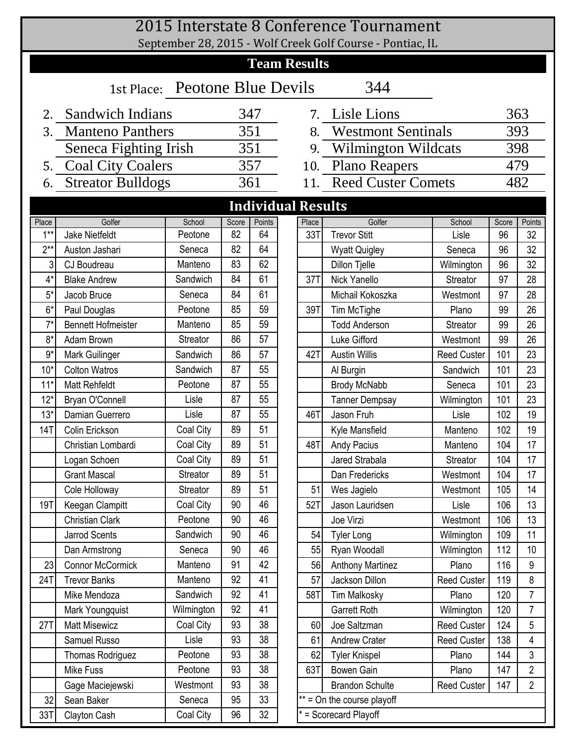# 2015 Interstate 8 Conference Tournament

September 28, 2015 - Wolf Creek Golf Course - Pontiac, IL

## Team Results

1st Place: Peotone Blue Devils 344

| Place | Team | Score |
|---|---|---|
| 2. | Sandwich Indians | 347 |
| 3. | Manteno Panthers | 351 |
| | Seneca Fighting Irish | 351 |
| 5. | Coal City Coalers | 357 |
| 6. | Streator Bulldogs | 361 |
| 7. | Lisle Lions | 363 |
| 8. | Westmont Sentinals | 393 |
| 9. | Wilmington Wildcats | 398 |
| 10. | Plano Reapers | 479 |
| 11. | Reed Custer Comets | 482 |

## Individual Results

| Place | Golfer | School | Score | Points |
|---|---|---|---|---|
| 1** | Jake Nietfeldt | Peotone | 82 | 64 |
| 2** | Auston Jashari | Seneca | 82 | 64 |
| 3 | CJ Boudreau | Manteno | 83 | 62 |
| 4* | Blake Andrew | Sandwich | 84 | 61 |
| 5* | Jacob Bruce | Seneca | 84 | 61 |
| 6* | Paul Douglas | Peotone | 85 | 59 |
| 7* | Bennett Hofmeister | Manteno | 85 | 59 |
| 8* | Adam Brown | Streator | 86 | 57 |
| 9* | Mark Guilinger | Sandwich | 86 | 57 |
| 10* | Colton Watros | Sandwich | 87 | 55 |
| 11* | Matt Rehfeldt | Peotone | 87 | 55 |
| 12* | Bryan O'Connell | Lisle | 87 | 55 |
| 13* | Damian Guerrero | Lisle | 87 | 55 |
| 14T | Colin Erickson | Coal City | 89 | 51 |
| | Christian Lombardi | Coal City | 89 | 51 |
| | Logan Schoen | Coal City | 89 | 51 |
| | Grant Mascal | Streator | 89 | 51 |
| | Cole Holloway | Streator | 89 | 51 |
| 19T | Keegan Clampitt | Coal City | 90 | 46 |
| | Christian Clark | Peotone | 90 | 46 |
| | Jarrod Scents | Sandwich | 90 | 46 |
| | Dan Armstrong | Seneca | 90 | 46 |
| 23 | Connor McCormick | Manteno | 91 | 42 |
| 24T | Trevor Banks | Manteno | 92 | 41 |
| | Mike Mendoza | Sandwich | 92 | 41 |
| | Mark Youngquist | Wilmington | 92 | 41 |
| 27T | Matt Misewicz | Coal City | 93 | 38 |
| | Samuel Russo | Lisle | 93 | 38 |
| | Thomas Rodriguez | Peotone | 93 | 38 |
| | Mike Fuss | Peotone | 93 | 38 |
| | Gage Maciejewski | Westmont | 93 | 38 |
| 32 | Sean Baker | Seneca | 95 | 33 |
| 33T | Clayton Cash | Coal City | 96 | 32 |
| 33T | Trevor Stitt | Lisle | 96 | 32 |
| | Wyatt Quigley | Seneca | 96 | 32 |
| | Dillon Tjelle | Wilmington | 96 | 32 |
| 37T | Nick Yanello | Streator | 97 | 28 |
| | Michail Kokoszka | Westmont | 97 | 28 |
| 39T | Tim McTighe | Plano | 99 | 26 |
| | Todd Anderson | Streator | 99 | 26 |
| | Luke Gifford | Westmont | 99 | 26 |
| 42T | Austin Willis | Reed Custer | 101 | 23 |
| | Al Burgin | Sandwich | 101 | 23 |
| | Brody McNabb | Seneca | 101 | 23 |
| | Tanner Dempsay | Wilmington | 101 | 23 |
| 46T | Jason Fruh | Lisle | 102 | 19 |
| | Kyle Mansfield | Manteno | 102 | 19 |
| 48T | Andy Pacius | Manteno | 104 | 17 |
| | Jared Strabala | Streator | 104 | 17 |
| | Dan Fredericks | Westmont | 104 | 17 |
| 51 | Wes Jagielo | Westmont | 105 | 14 |
| 52T | Jason Lauridsen | Lisle | 106 | 13 |
| | Joe Virzi | Westmont | 106 | 13 |
| 54 | Tyler Long | Wilmington | 109 | 11 |
| 55 | Ryan Woodall | Wilmington | 112 | 10 |
| 56 | Anthony Martinez | Plano | 116 | 9 |
| 57 | Jackson Dillon | Reed Custer | 119 | 8 |
| 58T | Tim Malkosky | Plano | 120 | 7 |
| | Garrett Roth | Wilmington | 120 | 7 |
| 60 | Joe Saltzman | Reed Custer | 124 | 5 |
| 61 | Andrew Crater | Reed Custer | 138 | 4 |
| 62 | Tyler Knispel | Plano | 144 | 3 |
| 63T | Bowen Gain | Plano | 147 | 2 |
| | Brandon Schulte | Reed Custer | 147 | 2 |

** = On the course playoff

* = Scorecard Playoff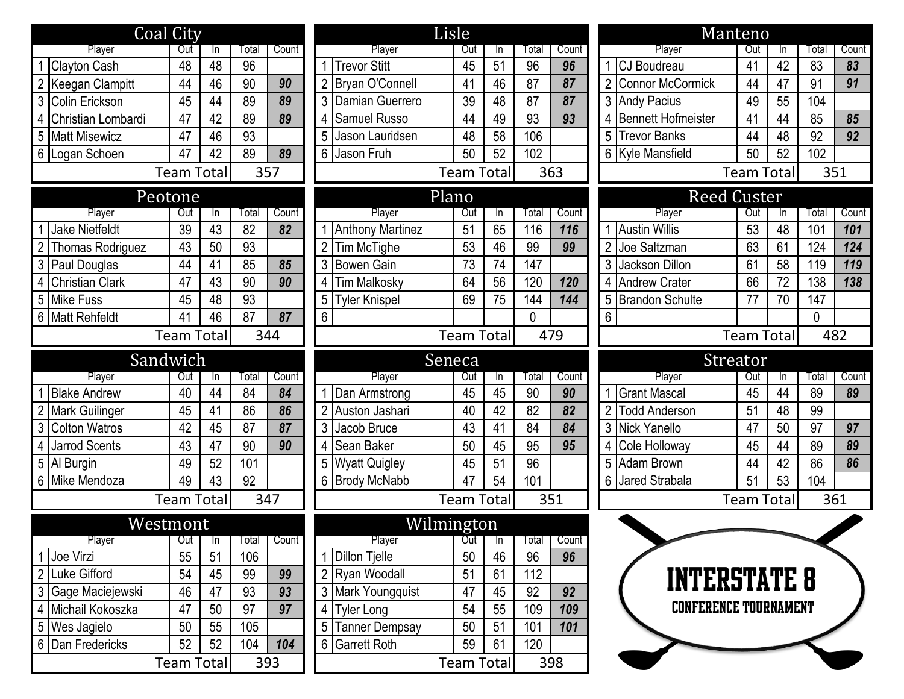## Coal City

| | Player | Out | In | Total | Count |
|---|---|---|---|---|---|
| 1 | Clayton Cash | 48 | 48 | 96 | |
| 2 | Keegan Clampitt | 44 | 46 | 90 | ***90*** |
| 3 | Colin Erickson | 45 | 44 | 89 | ***89*** |
| 4 | Christian Lombardi | 47 | 42 | 89 | ***89*** |
| 5 | Matt Misewicz | 47 | 46 | 93 | |
| 6 | Logan Schoen | 47 | 42 | 89 | ***89*** |
| | | | Team Total | 357 | |

## Lisle

| | Player | Out | In | Total | Count |
|---|---|---|---|---|---|
| 1 | Trevor Stitt | 45 | 51 | 96 | ***96*** |
| 2 | Bryan O'Connell | 41 | 46 | 87 | ***87*** |
| 3 | Damian Guerrero | 39 | 48 | 87 | ***87*** |
| 4 | Samuel Russo | 44 | 49 | 93 | ***93*** |
| 5 | Jason Lauridsen | 48 | 58 | 106 | |
| 6 | Jason Fruh | 50 | 52 | 102 | |
| | | | Team Total | 363 | |

## Manteno

| | Player | Out | In | Total | Count |
|---|---|---|---|---|---|
| 1 | CJ Boudreau | 41 | 42 | 83 | ***83*** |
| 2 | Connor McCormick | 44 | 47 | 91 | ***91*** |
| 3 | Andy Pacius | 49 | 55 | 104 | |
| 4 | Bennett Hofmeister | 41 | 44 | 85 | ***85*** |
| 5 | Trevor Banks | 44 | 48 | 92 | ***92*** |
| 6 | Kyle Mansfield | 50 | 52 | 102 | |
| | | | Team Total | 351 | |

## Peotone

| | Player | Out | In | Total | Count |
|---|---|---|---|---|---|
| 1 | Jake Nietfeldt | 39 | 43 | 82 | ***82*** |
| 2 | Thomas Rodriguez | 43 | 50 | 93 | |
| 3 | Paul Douglas | 44 | 41 | 85 | ***85*** |
| 4 | Christian Clark | 47 | 43 | 90 | ***90*** |
| 5 | Mike Fuss | 45 | 48 | 93 | |
| 6 | Matt Rehfeldt | 41 | 46 | 87 | ***87*** |
| | | | Team Total | 344 | |

## Plano

| | Player | Out | In | Total | Count |
|---|---|---|---|---|---|
| 1 | Anthony Martinez | 51 | 65 | 116 | ***116*** |
| 2 | Tim McTighe | 53 | 46 | 99 | ***99*** |
| 3 | Bowen Gain | 73 | 74 | 147 | |
| 4 | Tim Malkosky | 64 | 56 | 120 | ***120*** |
| 5 | Tyler Knispel | 69 | 75 | 144 | ***144*** |
| 6 | | | | 0 | |
| | | | Team Total | 479 | |

## Reed Custer

| | Player | Out | In | Total | Count |
|---|---|---|---|---|---|
| 1 | Austin Willis | 53 | 48 | 101 | ***101*** |
| 2 | Joe Saltzman | 63 | 61 | 124 | ***124*** |
| 3 | Jackson Dillon | 61 | 58 | 119 | ***119*** |
| 4 | Andrew Crater | 66 | 72 | 138 | ***138*** |
| 5 | Brandon Schulte | 77 | 70 | 147 | |
| 6 | | | | 0 | |
| | | | Team Total | 482 | |

## Sandwich

| | Player | Out | In | Total | Count |
|---|---|---|---|---|---|
| 1 | Blake Andrew | 40 | 44 | 84 | ***84*** |
| 2 | Mark Guilinger | 45 | 41 | 86 | ***86*** |
| 3 | Colton Watros | 42 | 45 | 87 | ***87*** |
| 4 | Jarrod Scents | 43 | 47 | 90 | ***90*** |
| 5 | Al Burgin | 49 | 52 | 101 | |
| 6 | Mike Mendoza | 49 | 43 | 92 | |
| | | | Team Total | 347 | |

## Seneca

| | Player | Out | In | Total | Count |
|---|---|---|---|---|---|
| 1 | Dan Armstrong | 45 | 45 | 90 | ***90*** |
| 2 | Auston Jashari | 40 | 42 | 82 | ***82*** |
| 3 | Jacob Bruce | 43 | 41 | 84 | ***84*** |
| 4 | Sean Baker | 50 | 45 | 95 | ***95*** |
| 5 | Wyatt Quigley | 45 | 51 | 96 | |
| 6 | Brody McNabb | 47 | 54 | 101 | |
| | | | Team Total | 351 | |

## Streator

| | Player | Out | In | Total | Count |
|---|---|---|---|---|---|
| 1 | Grant Mascal | 45 | 44 | 89 | ***89*** |
| 2 | Todd Anderson | 51 | 48 | 99 | |
| 3 | Nick Yanello | 47 | 50 | 97 | ***97*** |
| 4 | Cole Holloway | 45 | 44 | 89 | ***89*** |
| 5 | Adam Brown | 44 | 42 | 86 | ***86*** |
| 6 | Jared Strabala | 51 | 53 | 104 | |
| | | | Team Total | 361 | |

## Westmont

| | Player | Out | In | Total | Count |
|---|---|---|---|---|---|
| 1 | Joe Virzi | 55 | 51 | 106 | |
| 2 | Luke Gifford | 54 | 45 | 99 | ***99*** |
| 3 | Gage Maciejewski | 46 | 47 | 93 | ***93*** |
| 4 | Michail Kokoszka | 47 | 50 | 97 | ***97*** |
| 5 | Wes Jagielo | 50 | 55 | 105 | |
| 6 | Dan Fredericks | 52 | 52 | 104 | ***104*** |
| | | | Team Total | 393 | |

## Wilmington

| | Player | Out | In | Total | Count |
|---|---|---|---|---|---|
| 1 | Dillon Tjelle | 50 | 46 | 96 | ***96*** |
| 2 | Ryan Woodall | 51 | 61 | 112 | |
| 3 | Mark Youngquist | 47 | 45 | 92 | ***92*** |
| 4 | Tyler Long | 54 | 55 | 109 | ***109*** |
| 5 | Tanner Dempsay | 50 | 51 | 101 | ***101*** |
| 6 | Garrett Roth | 59 | 61 | 120 | |
| | | | Team Total | 398 | |

**INTERSTATE 8**

**CONFERENCE TOURNAMENT**